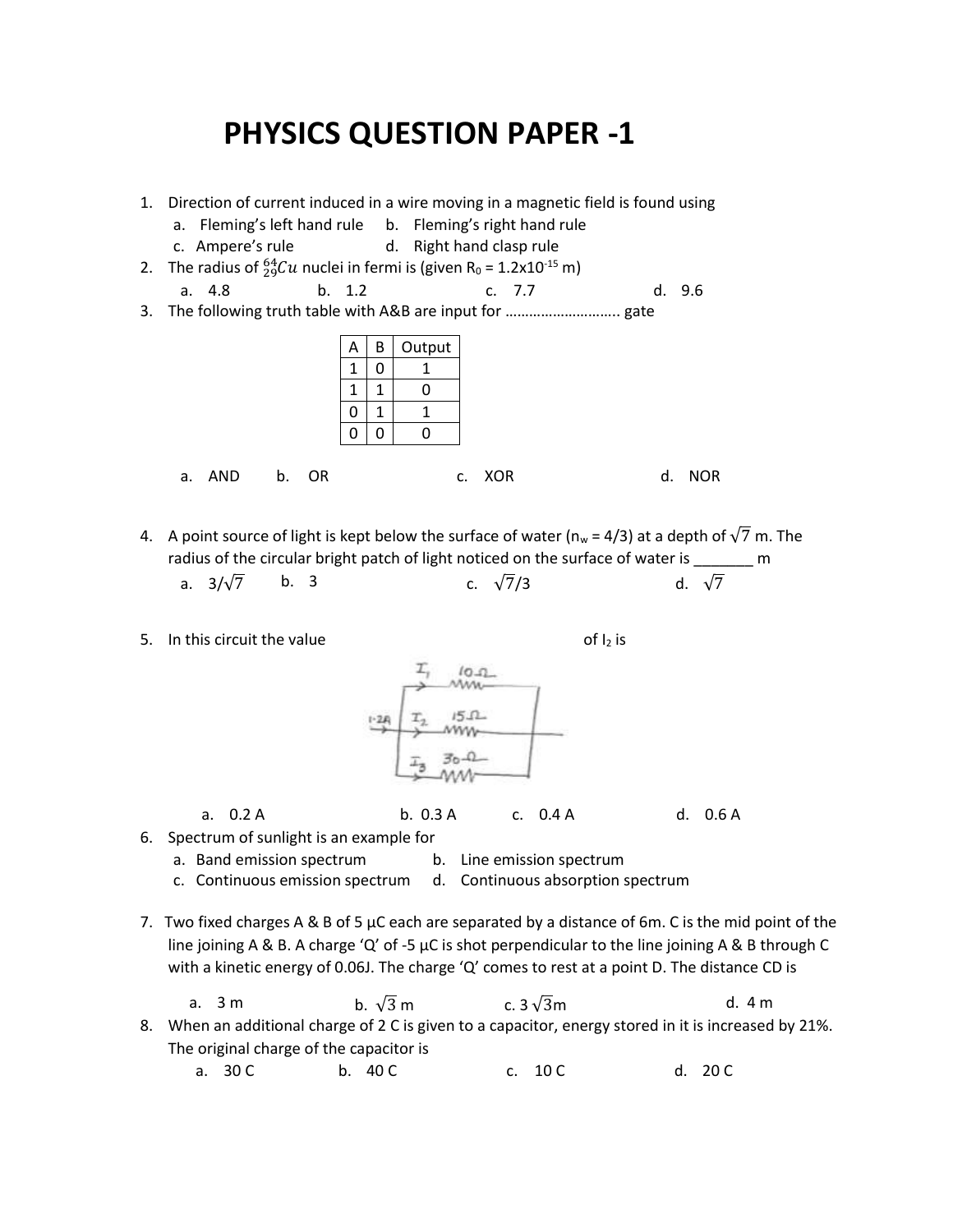# PHYSICS QUESTION PAPER -1

1. Direction of current induced in a wire moving in a magnetic field is found using
   a. Fleming's left hand rule  b. Fleming's right hand rule
   c. Ampere's rule  d. Right hand clasp rule

2. The radius of ${}^{64}_{29}Cu$ nuclei in fermi is (given $R_0 = 1.2 \times 10^{-15}$ m)
   a. 4.8  b. 1.2  c. 7.7  d. 9.6

3. The following truth table with A&B are input for ………………………. gate

| A | B | Output |
|---|---|---|
| 1 | 0 | 1 |
| 1 | 1 | 0 |
| 0 | 1 | 1 |
| 0 | 0 | 0 |

   a. AND  b. OR  c. XOR  d. NOR

4. A point source of light is kept below the surface of water ($n_w = 4/3$) at a depth of $\sqrt{7}$ m. The radius of the circular bright patch of light noticed on the surface of water is _______ m
   a. $3/\sqrt{7}$  b. 3  c. $\sqrt{7}/3$  d. $\sqrt{7}$

5. In this circuit the value of $I_2$ is

   (Circuit: 1.2A current divides into three parallel branches — $I_1$ through 10 Ω, $I_2$ through 15 Ω, $I_3$ through 30 Ω)

   a. 0.2 A  b. 0.3 A  c. 0.4 A  d. 0.6 A

6. Spectrum of sunlight is an example for
   a. Band emission spectrum  b. Line emission spectrum
   c. Continuous emission spectrum  d. Continuous absorption spectrum

7. Two fixed charges A & B of 5 μC each are separated by a distance of 6m. C is the mid point of the line joining A & B. A charge 'Q' of -5 μC is shot perpendicular to the line joining A & B through C with a kinetic energy of 0.06J. The charge 'Q' comes to rest at a point D. The distance CD is
   a. 3 m  b. $\sqrt{3}$ m  c. $3\sqrt{3}$m  d. 4 m

8. When an additional charge of 2 C is given to a capacitor, energy stored in it is increased by 21%. The original charge of the capacitor is
   a. 30 C  b. 40 C  c. 10 C  d. 20 C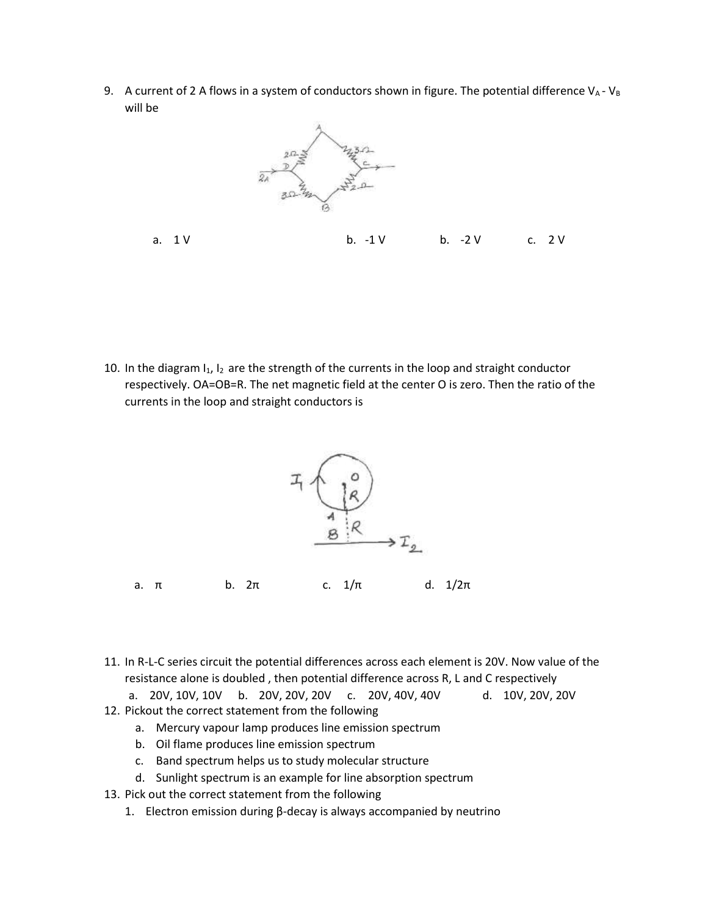9. A current of 2 A flows in a system of conductors shown in figure. The potential difference $V_A - V_B$ will be

   a. 1 V  b. -1 V  b. -2 V  c. 2 V

10. In the diagram $I_1$, $I_2$ are the strength of the currents in the loop and straight conductor respectively. OA=OB=R. The net magnetic field at the center O is zero. Then the ratio of the currents in the loop and straight conductors is

    a. π  b. 2π  c. 1/π  d. 1/2π

11. In R-L-C series circuit the potential differences across each element is 20V. Now value of the resistance alone is doubled , then potential difference across R, L and C respectively
    a. 20V, 10V, 10V  b. 20V, 20V, 20V  c. 20V, 40V, 40V  d. 10V, 20V, 20V
12. Pickout the correct statement from the following
    a. Mercury vapour lamp produces line emission spectrum
    b. Oil flame produces line emission spectrum
    c. Band spectrum helps us to study molecular structure
    d. Sunlight spectrum is an example for line absorption spectrum
13. Pick out the correct statement from the following
    1. Electron emission during β-decay is always accompanied by neutrino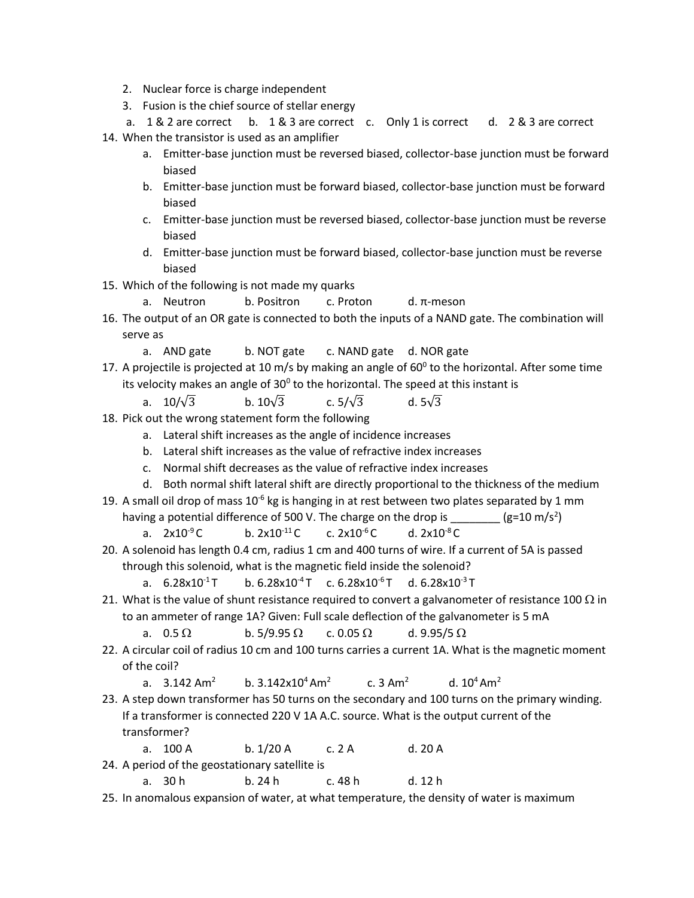2. Nuclear force is charge independent
3. Fusion is the chief source of stellar energy

a. 1 & 2 are correct b. 1 & 3 are correct c. Only 1 is correct d. 2 & 3 are correct

14. When the transistor is used as an amplifier
    a. Emitter-base junction must be reversed biased, collector-base junction must be forward biased
    b. Emitter-base junction must be forward biased, collector-base junction must be forward biased
    c. Emitter-base junction must be reversed biased, collector-base junction must be reverse biased
    d. Emitter-base junction must be forward biased, collector-base junction must be reverse biased
15. Which of the following is not made my quarks
    a. Neutron b. Positron c. Proton d. $\pi$-meson
16. The output of an OR gate is connected to both the inputs of a NAND gate. The combination will serve as
    a. AND gate b. NOT gate c. NAND gate d. NOR gate
17. A projectile is projected at 10 m/s by making an angle of $60^0$ to the horizontal. After some time its velocity makes an angle of $30^0$ to the horizontal. The speed at this instant is
    a. $10/\sqrt{3}$ b. $10\sqrt{3}$ c. $5/\sqrt{3}$ d. $5\sqrt{3}$
18. Pick out the wrong statement form the following
    a. Lateral shift increases as the angle of incidence increases
    b. Lateral shift increases as the value of refractive index increases
    c. Normal shift decreases as the value of refractive index increases
    d. Both normal shift lateral shift are directly proportional to the thickness of the medium
19. A small oil drop of mass $10^{-6}$ kg is hanging in at rest between two plates separated by 1 mm having a potential difference of 500 V. The charge on the drop is ________ (g=10 m/s$^2$)
    a. $2\text{x}10^{-9}$ C b. $2\text{x}10^{-11}$ C c. $2\text{x}10^{-6}$ C d. $2\text{x}10^{-8}$ C
20. A solenoid has length 0.4 cm, radius 1 cm and 400 turns of wire. If a current of 5A is passed through this solenoid, what is the magnetic field inside the solenoid?
    a. $6.28\text{x}10^{-1}$ T b. $6.28\text{x}10^{-4}$ T c. $6.28\text{x}10^{-6}$ T d. $6.28\text{x}10^{-3}$ T
21. What is the value of shunt resistance required to convert a galvanometer of resistance 100 $\Omega$ in to an ammeter of range 1A? Given: Full scale deflection of the galvanometer is 5 mA
    a. 0.5 $\Omega$ b. 5/9.95 $\Omega$ c. 0.05 $\Omega$ d. 9.95/5 $\Omega$
22. A circular coil of radius 10 cm and 100 turns carries a current 1A. What is the magnetic moment of the coil?
    a. 3.142 Am$^2$ b. $3.142\text{x}10^4$ Am$^2$ c. 3 Am$^2$ d. $10^4$ Am$^2$
23. A step down transformer has 50 turns on the secondary and 100 turns on the primary winding. If a transformer is connected 220 V 1A A.C. source. What is the output current of the transformer?
    a. 100 A b. 1/20 A c. 2 A d. 20 A
24. A period of the geostationary satellite is
    a. 30 h b. 24 h c. 48 h d. 12 h
25. In anomalous expansion of water, at what temperature, the density of water is maximum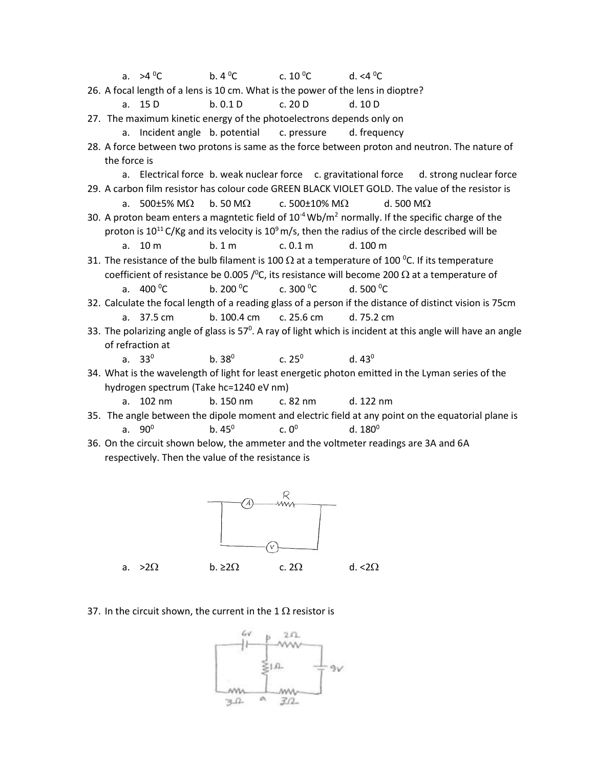a. >4 $^0$C  b. 4 $^0$C  c. 10 $^0$C  d. <4 $^0$C

26. A focal length of a lens is 10 cm. What is the power of the lens in dioptre?
    a. 15 D  b. 0.1 D  c. 20 D  d. 10 D
27. The maximum kinetic energy of the photoelectrons depends only on
    a. Incident angle  b. potential  c. pressure  d. frequency
28. A force between two protons is same as the force between proton and neutron. The nature of the force is
    a. Electrical force  b. weak nuclear force  c. gravitational force  d. strong nuclear force
29. A carbon film resistor has colour code GREEN BLACK VIOLET GOLD. The value of the resistor is
    a. 500±5% MΩ  b. 50 MΩ  c. 500±10% MΩ  d. 500 MΩ
30. A proton beam enters a magntetic field of $10^{-4}$ Wb/m$^2$ normally. If the specific charge of the proton is $10^{11}$ C/Kg and its velocity is $10^9$ m/s, then the radius of the circle described will be
    a. 10 m  b. 1 m  c. 0.1 m  d. 100 m
31. The resistance of the bulb filament is 100 Ω at a temperature of 100 $^0$C. If its temperature coefficient of resistance be 0.005 /$^0$C, its resistance will become 200 Ω at a temperature of
    a. 400 $^0$C  b. 200 $^0$C  c. 300 $^0$C  d. 500 $^0$C
32. Calculate the focal length of a reading glass of a person if the distance of distinct vision is 75cm
    a. 37.5 cm  b. 100.4 cm  c. 25.6 cm  d. 75.2 cm
33. The polarizing angle of glass is 57$^0$. A ray of light which is incident at this angle will have an angle of refraction at
    a. 33$^0$  b. 38$^0$  c. 25$^0$  d. 43$^0$
34. What is the wavelength of light for least energetic photon emitted in the Lyman series of the hydrogen spectrum (Take hc=1240 eV nm)
    a. 102 nm  b. 150 nm  c. 82 nm  d. 122 nm
35. The angle between the dipole moment and electric field at any point on the equatorial plane is
    a. 90$^0$  b. 45$^0$  c. 0$^0$  d. 180$^0$
36. On the circuit shown below, the ammeter and the voltmeter readings are 3A and 6A respectively. Then the value of the resistance is

    a. >2Ω  b. ≥2Ω  c. 2Ω  d. <2Ω

37. In the circuit shown, the current in the 1 Ω resistor is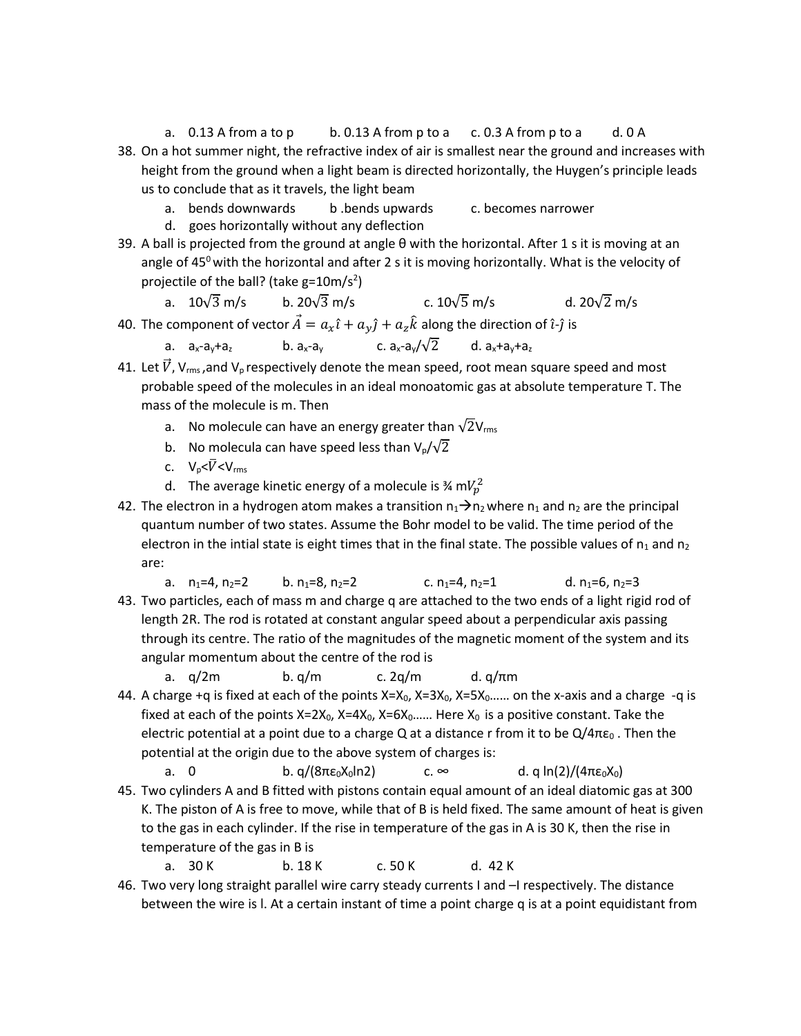a. 0.13 A from a to p  b. 0.13 A from p to a  c. 0.3 A from p to a  d. 0 A

38. On a hot summer night, the refractive index of air is smallest near the ground and increases with height from the ground when a light beam is directed horizontally, the Huygen's principle leads us to conclude that as it travels, the light beam
    a. bends downwards  b .bends upwards  c. becomes narrower
    d. goes horizontally without any deflection
39. A ball is projected from the ground at angle θ with the horizontal. After 1 s it is moving at an angle of $45^0$ with the horizontal and after 2 s it is moving horizontally. What is the velocity of projectile of the ball? (take $g=10m/s^2$)
    a. $10\sqrt{3}$ m/s  b. $20\sqrt{3}$ m/s  c. $10\sqrt{5}$ m/s  d. $20\sqrt{2}$ m/s
40. The component of vector $\vec{A} = a_x\hat{\imath} + a_y\hat{\jmath} + a_z\hat{k}$ along the direction of $\hat{\imath}$-$\hat{\jmath}$ is
    a. $a_x$-$a_y$+$a_z$  b. $a_x$-$a_y$  c. $a_x$-$a_y/\sqrt{2}$  d. $a_x$+$a_y$+$a_z$
41. Let $\vec{V}$, $V_{rms}$ ,and $V_p$ respectively denote the mean speed, root mean square speed and most probable speed of the molecules in an ideal monoatomic gas at absolute temperature T. The mass of the molecule is m. Then
    a. No molecule can have an energy greater than $\sqrt{2}V_{rms}$
    b. No molecula can have speed less than $V_p/\sqrt{2}$
    c. $V_p<\vec{V}<V_{rms}$
    d. The average kinetic energy of a molecule is ¾ $mV_p^2$
42. The electron in a hydrogen atom makes a transition $n_1 \rightarrow n_2$ where $n_1$ and $n_2$ are the principal quantum number of two states. Assume the Bohr model to be valid. The time period of the electron in the intial state is eight times that in the final state. The possible values of $n_1$ and $n_2$ are:
    a. $n_1=4$, $n_2=2$  b. $n_1=8$, $n_2=2$  c. $n_1=4$, $n_2=1$  d. $n_1=6$, $n_2=3$
43. Two particles, each of mass m and charge q are attached to the two ends of a light rigid rod of length 2R. The rod is rotated at constant angular speed about a perpendicular axis passing through its centre. The ratio of the magnitudes of the magnetic moment of the system and its angular momentum about the centre of the rod is
    a. q/2m  b. q/m  c. 2q/m  d. q/πm
44. A charge +q is fixed at each of the points $X=X_0$, $X=3X_0$, $X=5X_0$...... on the x-axis and a charge -q is fixed at each of the points $X=2X_0$, $X=4X_0$, $X=6X_0$...... Here $X_0$ is a positive constant. Take the electric potential at a point due to a charge Q at a distance r from it to be $Q/4\pi\varepsilon_0$ . Then the potential at the origin due to the above system of charges is:
    a. 0  b. $q/(8\pi\varepsilon_0 X_0 \ln 2)$  c. ∞  d. $q \ln(2)/(4\pi\varepsilon_0 X_0)$
45. Two cylinders A and B fitted with pistons contain equal amount of an ideal diatomic gas at 300 K. The piston of A is free to move, while that of B is held fixed. The same amount of heat is given to the gas in each cylinder. If the rise in temperature of the gas in A is 30 K, then the rise in temperature of the gas in B is
    a. 30 K  b. 18 K  c. 50 K  d. 42 K
46. Two very long straight parallel wire carry steady currents I and –I respectively. The distance between the wire is l. At a certain instant of time a point charge q is at a point equidistant from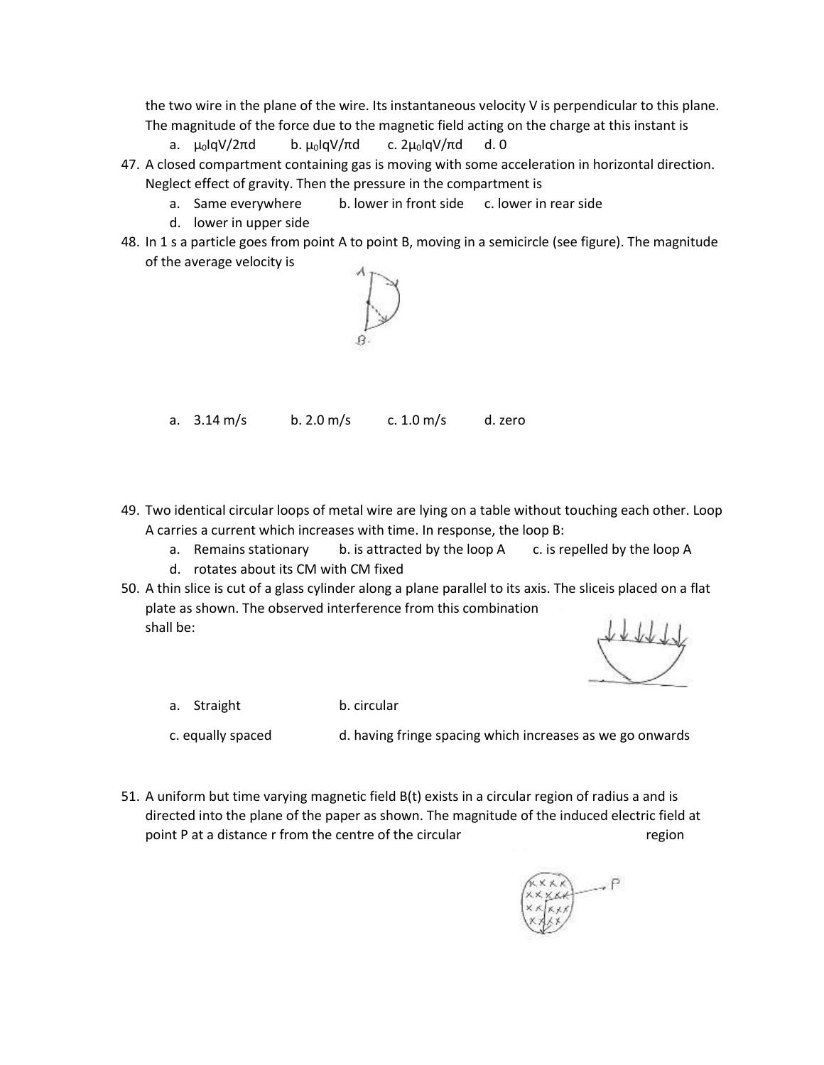the two wire in the plane of the wire. Its instantaneous velocity V is perpendicular to this plane. The magnitude of the force due to the magnetic field acting on the charge at this instant is

a. $\mu_0 IqV/2\pi d$ b. $\mu_0 IqV/\pi d$ c. $2\mu_0 IqV/\pi d$ d. 0

47. A closed compartment containing gas is moving with some acceleration in horizontal direction. Neglect effect of gravity. Then the pressure in the compartment is
    a. Same everywhere b. lower in front side c. lower in rear side
    d. lower in upper side

48. In 1 s a particle goes from point A to point B, moving in a semicircle (see figure). The magnitude of the average velocity is

    a. 3.14 m/s b. 2.0 m/s c. 1.0 m/s d. zero

49. Two identical circular loops of metal wire are lying on a table without touching each other. Loop A carries a current which increases with time. In response, the loop B:
    a. Remains stationary b. is attracted by the loop A c. is repelled by the loop A
    d. rotates about its CM with CM fixed

50. A thin slice is cut of a glass cylinder along a plane parallel to its axis. The sliceis placed on a flat plate as shown. The observed interference from this combination shall be:

    a. Straight b. circular
    c. equally spaced d. having fringe spacing which increases as we go onwards

51. A uniform but time varying magnetic field B(t) exists in a circular region of radius a and is directed into the plane of the paper as shown. The magnitude of the induced electric field at point P at a distance r from the centre of the circular region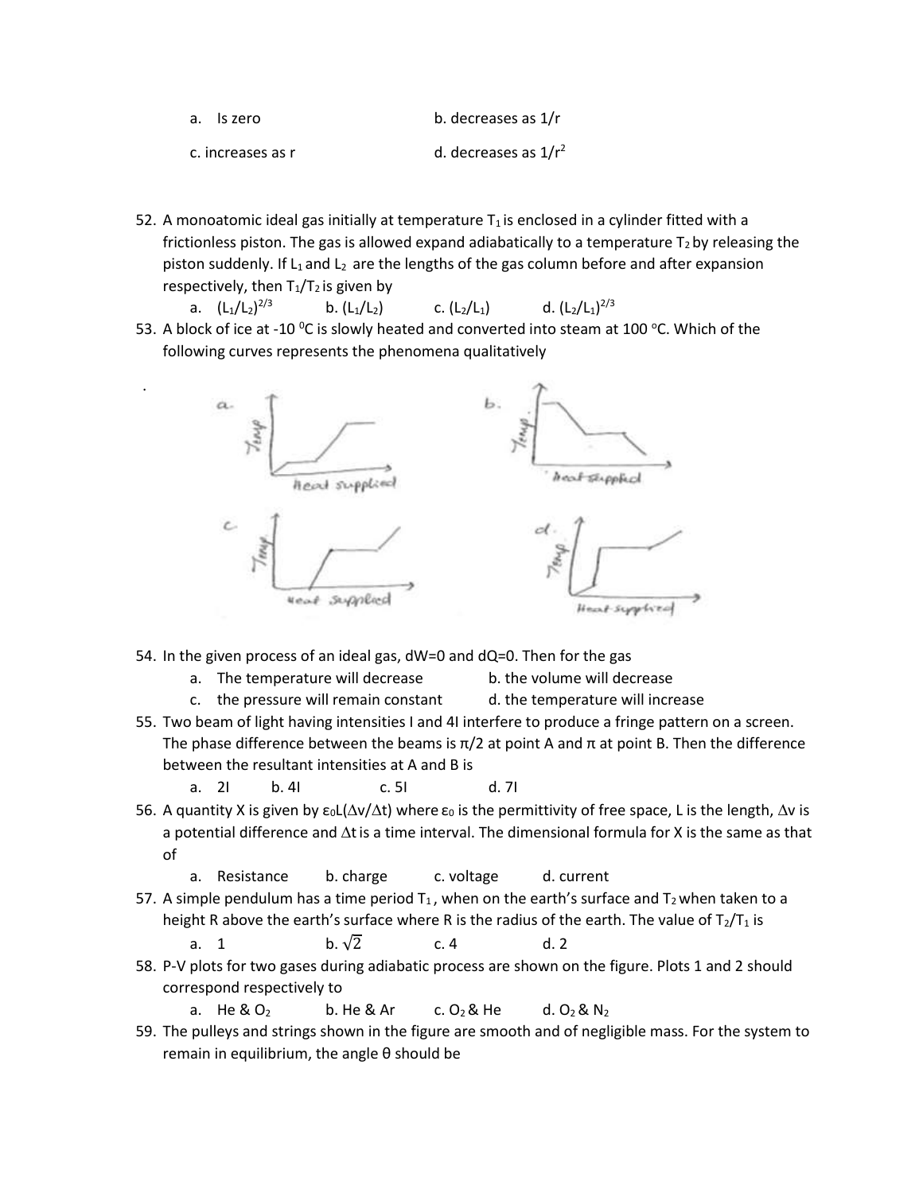a. Is zero    b. decreases as $1/r$

c. increases as $r$    d. decreases as $1/r^2$

52. A monoatomic ideal gas initially at temperature $T_1$ is enclosed in a cylinder fitted with a frictionless piston. The gas is allowed expand adiabatically to a temperature $T_2$ by releasing the piston suddenly. If $L_1$ and $L_2$ are the lengths of the gas column before and after expansion respectively, then $T_1/T_2$ is given by
    a. $(L_1/L_2)^{2/3}$    b. $(L_1/L_2)$    c. $(L_2/L_1)$    d. $(L_2/L_1)^{2/3}$

53. A block of ice at -10 $^0$C is slowly heated and converted into steam at 100 $^o$C. Which of the following curves represents the phenomena qualitatively

54. In the given process of an ideal gas, dW=0 and dQ=0. Then for the gas
    a. The temperature will decrease    b. the volume will decrease
    c. the pressure will remain constant    d. the temperature will increase

55. Two beam of light having intensities I and 4I interfere to produce a fringe pattern on a screen. The phase difference between the beams is $\pi/2$ at point A and $\pi$ at point B. Then the difference between the resultant intensities at A and B is
    a. 2I    b. 4I    c. 5I    d. 7I

56. A quantity X is given by $\varepsilon_0 L(\Delta v/\Delta t)$ where $\varepsilon_0$ is the permittivity of free space, L is the length, $\Delta v$ is a potential difference and $\Delta t$ is a time interval. The dimensional formula for X is the same as that of
    a. Resistance    b. charge    c. voltage    d. current

57. A simple pendulum has a time period $T_1$, when on the earth's surface and $T_2$ when taken to a height R above the earth's surface where R is the radius of the earth. The value of $T_2/T_1$ is
    a. 1    b. $\sqrt{2}$    c. 4    d. 2

58. P-V plots for two gases during adiabatic process are shown on the figure. Plots 1 and 2 should correspond respectively to
    a. He & $O_2$    b. He & Ar    c. $O_2$ & He    d. $O_2$ & $N_2$

59. The pulleys and strings shown in the figure are smooth and of negligible mass. For the system to remain in equilibrium, the angle θ should be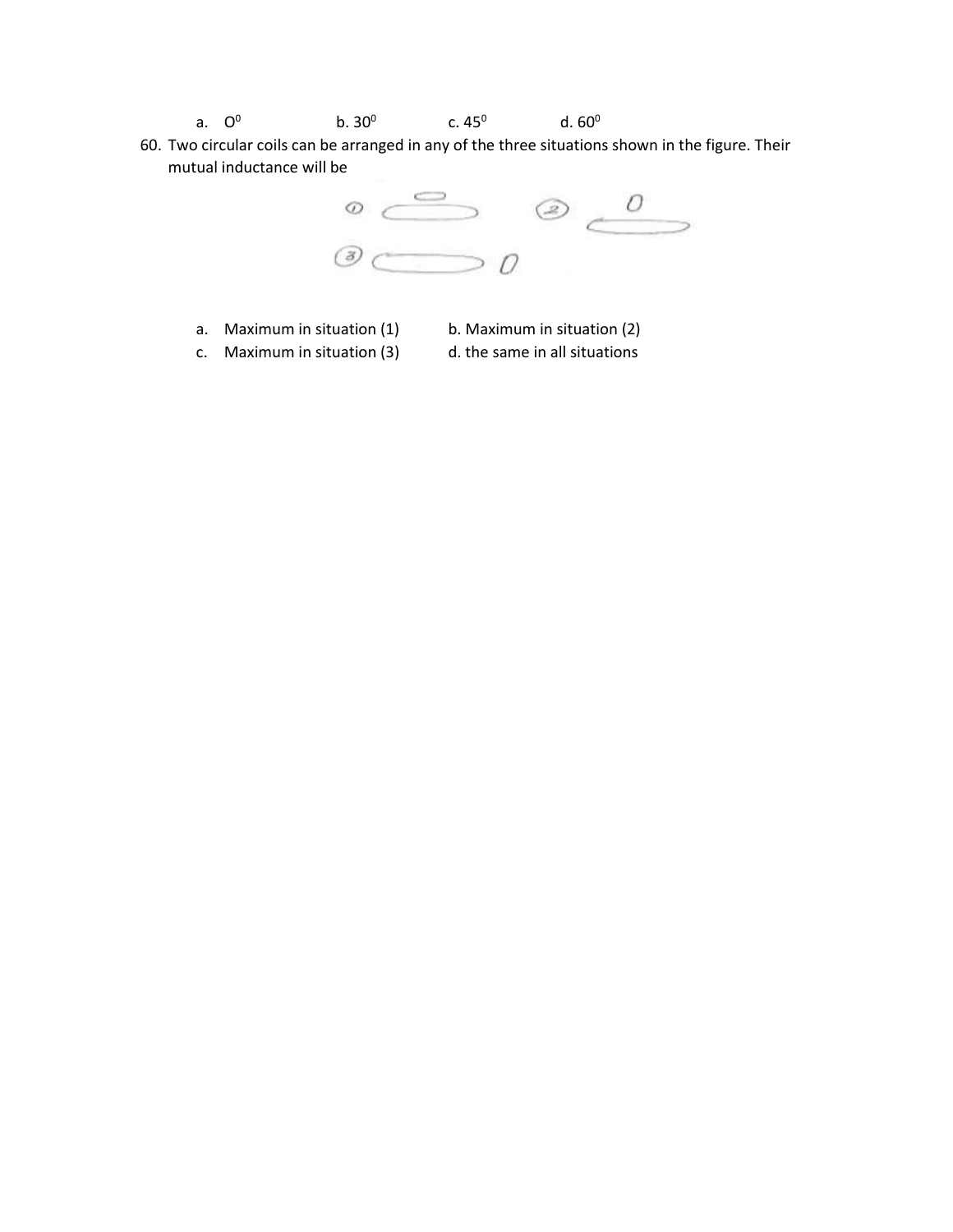a. $0^0$ b. $30^0$ c. $45^0$ d. $60^0$

60. Two circular coils can be arranged in any of the three situations shown in the figure. Their mutual inductance will be

a. Maximum in situation (1)
b. Maximum in situation (2)
c. Maximum in situation (3)
d. the same in all situations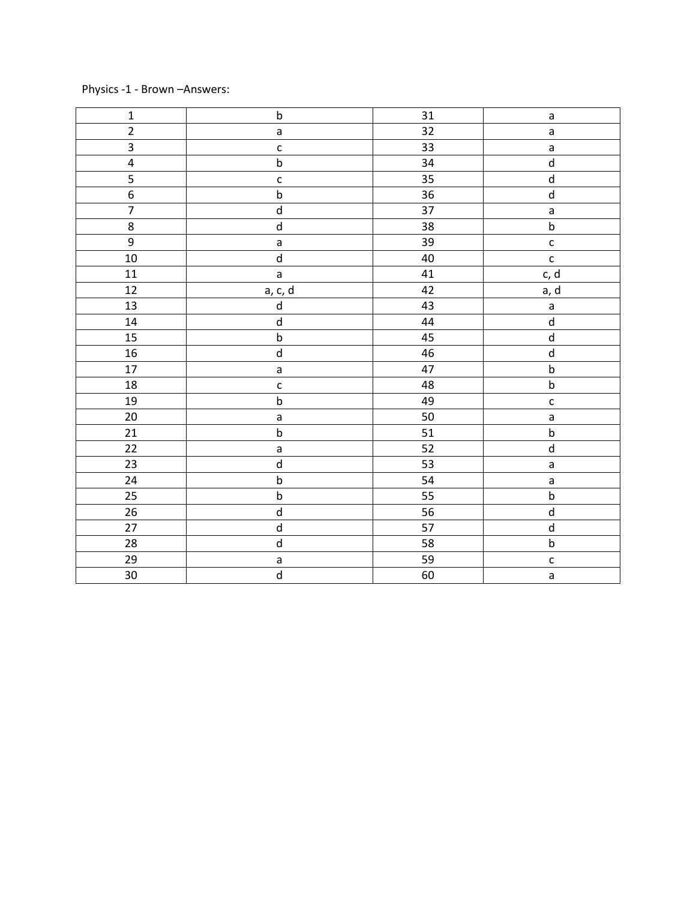Physics -1 - Brown –Answers:

| | | | |
|---|---|---|---|
| 1 | b | 31 | a |
| 2 | a | 32 | a |
| 3 | c | 33 | a |
| 4 | b | 34 | d |
| 5 | c | 35 | d |
| 6 | b | 36 | d |
| 7 | d | 37 | a |
| 8 | d | 38 | b |
| 9 | a | 39 | c |
| 10 | d | 40 | c |
| 11 | a | 41 | c, d |
| 12 | a, c, d | 42 | a, d |
| 13 | d | 43 | a |
| 14 | d | 44 | d |
| 15 | b | 45 | d |
| 16 | d | 46 | d |
| 17 | a | 47 | b |
| 18 | c | 48 | b |
| 19 | b | 49 | c |
| 20 | a | 50 | a |
| 21 | b | 51 | b |
| 22 | a | 52 | d |
| 23 | d | 53 | a |
| 24 | b | 54 | a |
| 25 | b | 55 | b |
| 26 | d | 56 | d |
| 27 | d | 57 | d |
| 28 | d | 58 | b |
| 29 | a | 59 | c |
| 30 | d | 60 | a |